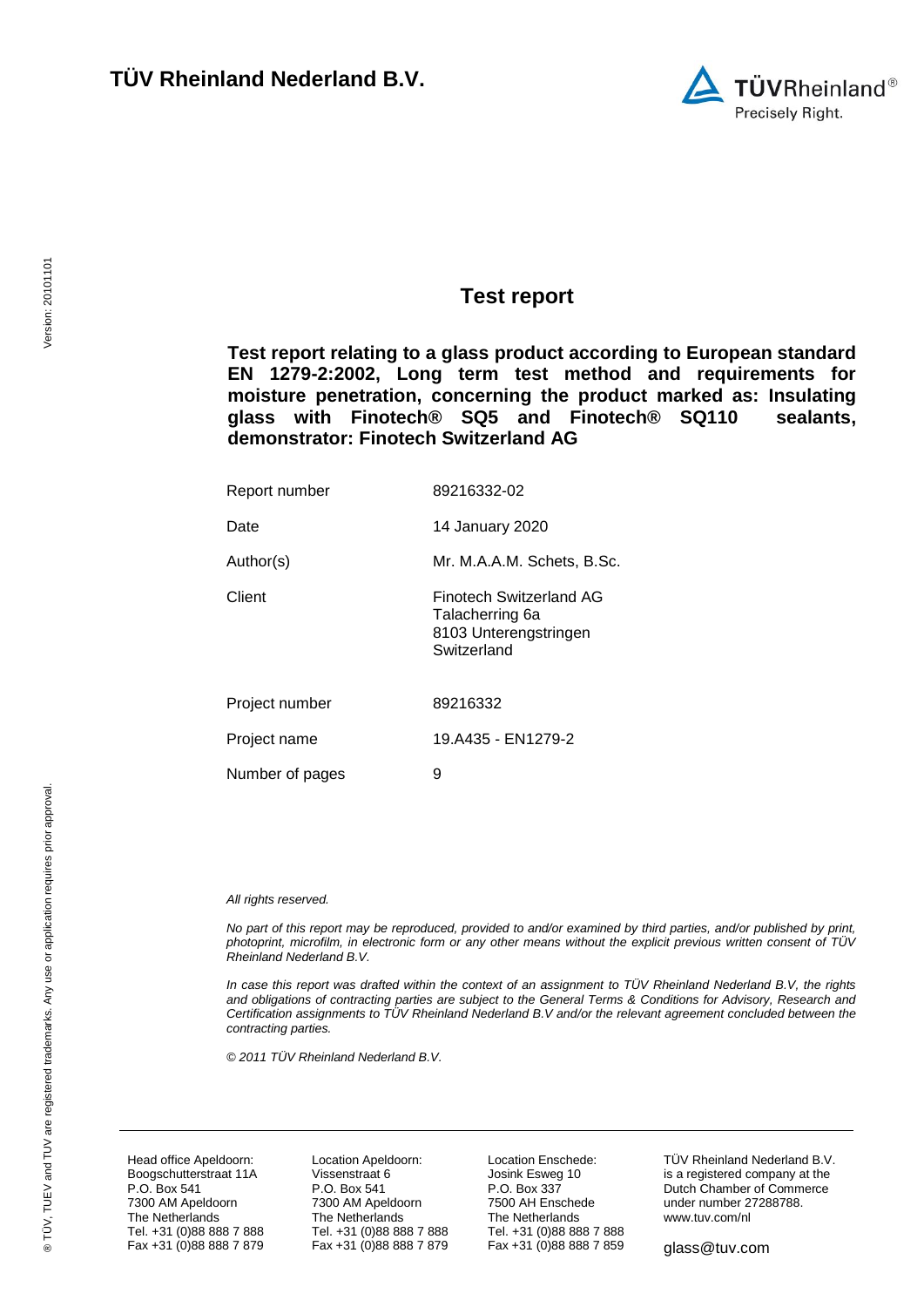# TÜV Rheinland Nederland B.V.

TÜVRheinland®
Precisely Right.

## Test report

**Test report relating to a glass product according to European standard EN 1279-2:2002, Long term test method and requirements for moisture penetration, concerning the product marked as: Insulating glass with Finotech® SQ5 and Finotech® SQ110 sealants, demonstrator: Finotech Switzerland AG**

| | |
|---|---|
| Report number | 89216332-02 |
| Date | 14 January 2020 |
| Author(s) | Mr. M.A.A.M. Schets, B.Sc. |
| Client | Finotech Switzerland AG<br>Talacherring 6a<br>8103 Unterengstringen<br>Switzerland |
| Project number | 89216332 |
| Project name | 19.A435 - EN1279-2 |
| Number of pages | 9 |

*All rights reserved.*

*No part of this report may be reproduced, provided to and/or examined by third parties, and/or published by print, photoprint, microfilm, in electronic form or any other means without the explicit previous written consent of TÜV Rheinland Nederland B.V.*

*In case this report was drafted within the context of an assignment to TÜV Rheinland Nederland B.V, the rights and obligations of contracting parties are subject to the General Terms & Conditions for Advisory, Research and Certification assignments to TÜV Rheinland Nederland B.V and/or the relevant agreement concluded between the contracting parties.*

*© 2011 TÜV Rheinland Nederland B.V.*

Version: 20101101

® TÜV, TUEV and TUV are registered trademarks. Any use or application requires prior approval.

Head office Apeldoorn:
Boogschutterstraat 11A
P.O. Box 541
7300 AM Apeldoorn
The Netherlands
Tel. +31 (0)88 888 7 888
Fax +31 (0)88 888 7 879

Location Apeldoorn:
Vissenstraat 6
P.O. Box 541
7300 AM Apeldoorn
The Netherlands
Tel. +31 (0)88 888 7 888
Fax +31 (0)88 888 7 879

Location Enschede:
Josink Esweg 10
P.O. Box 337
7500 AH Enschede
The Netherlands
Tel. +31 (0)88 888 7 888
Fax +31 (0)88 888 7 859

TÜV Rheinland Nederland B.V. is a registered company at the Dutch Chamber of Commerce under number 27288788.
www.tuv.com/nl

glass@tuv.com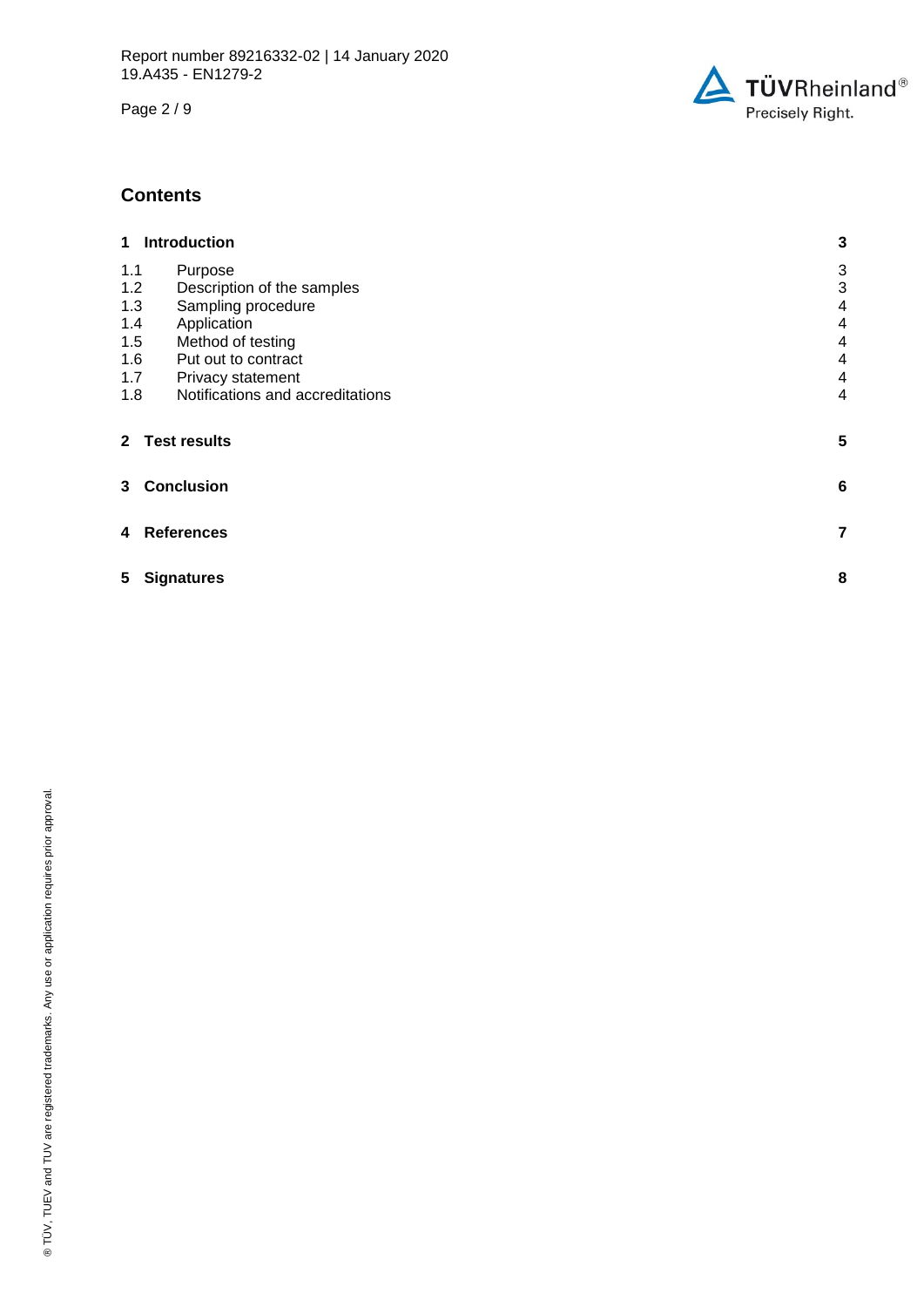## Contents

| | | |
|---|---|---|
| **1** | **Introduction** | **3** |
| 1.1 | Purpose | 3 |
| 1.2 | Description of the samples | 3 |
| 1.3 | Sampling procedure | 4 |
| 1.4 | Application | 4 |
| 1.5 | Method of testing | 4 |
| 1.6 | Put out to contract | 4 |
| 1.7 | Privacy statement | 4 |
| 1.8 | Notifications and accreditations | 4 |
| **2** | **Test results** | **5** |
| **3** | **Conclusion** | **6** |
| **4** | **References** | **7** |
| **5** | **Signatures** | **8** |

® TÜV, TUEV and TUV are registered trademarks. Any use or application requires prior approval.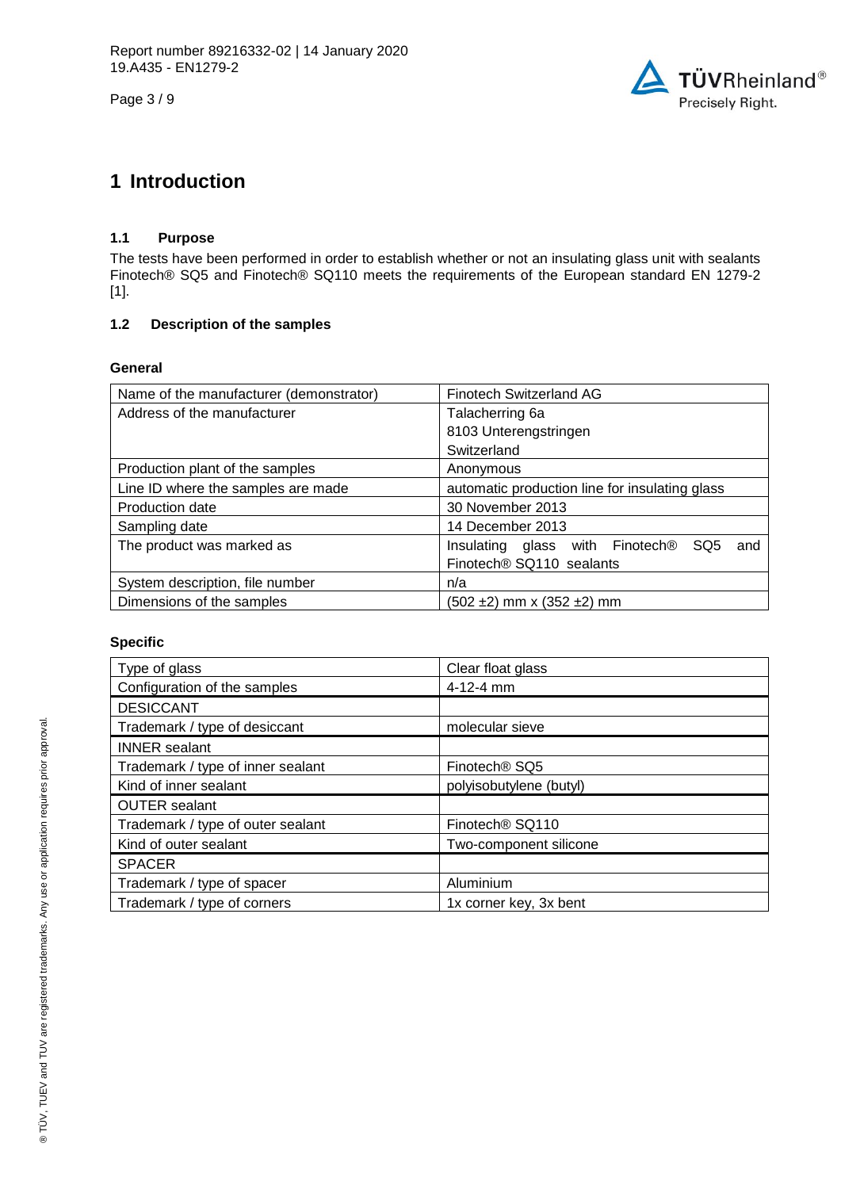# 1 Introduction

### 1.1 Purpose

The tests have been performed in order to establish whether or not an insulating glass unit with sealants Finotech® SQ5 and Finotech® SQ110 meets the requirements of the European standard EN 1279-2 [1].

### 1.2 Description of the samples

**General**

| | |
|---|---|
| Name of the manufacturer (demonstrator) | Finotech Switzerland AG |
| Address of the manufacturer | Talacherring 6a<br>8103 Unterengstringen<br>Switzerland |
| Production plant of the samples | Anonymous |
| Line ID where the samples are made | automatic production line for insulating glass |
| Production date | 30 November 2013 |
| Sampling date | 14 December 2013 |
| The product was marked as | Insulating glass with Finotech® SQ5 and Finotech® SQ110 sealants |
| System description, file number | n/a |
| Dimensions of the samples | (502 ±2) mm x (352 ±2) mm |

**Specific**

| | |
|---|---|
| Type of glass | Clear float glass |
| Configuration of the samples | 4-12-4 mm |
| DESICCANT | |
| Trademark / type of desiccant | molecular sieve |
| INNER sealant | |
| Trademark / type of inner sealant | Finotech® SQ5 |
| Kind of inner sealant | polyisobutylene (butyl) |
| OUTER sealant | |
| Trademark / type of outer sealant | Finotech® SQ110 |
| Kind of outer sealant | Two-component silicone |
| SPACER | |
| Trademark / type of spacer | Aluminium |
| Trademark / type of corners | 1x corner key, 3x bent |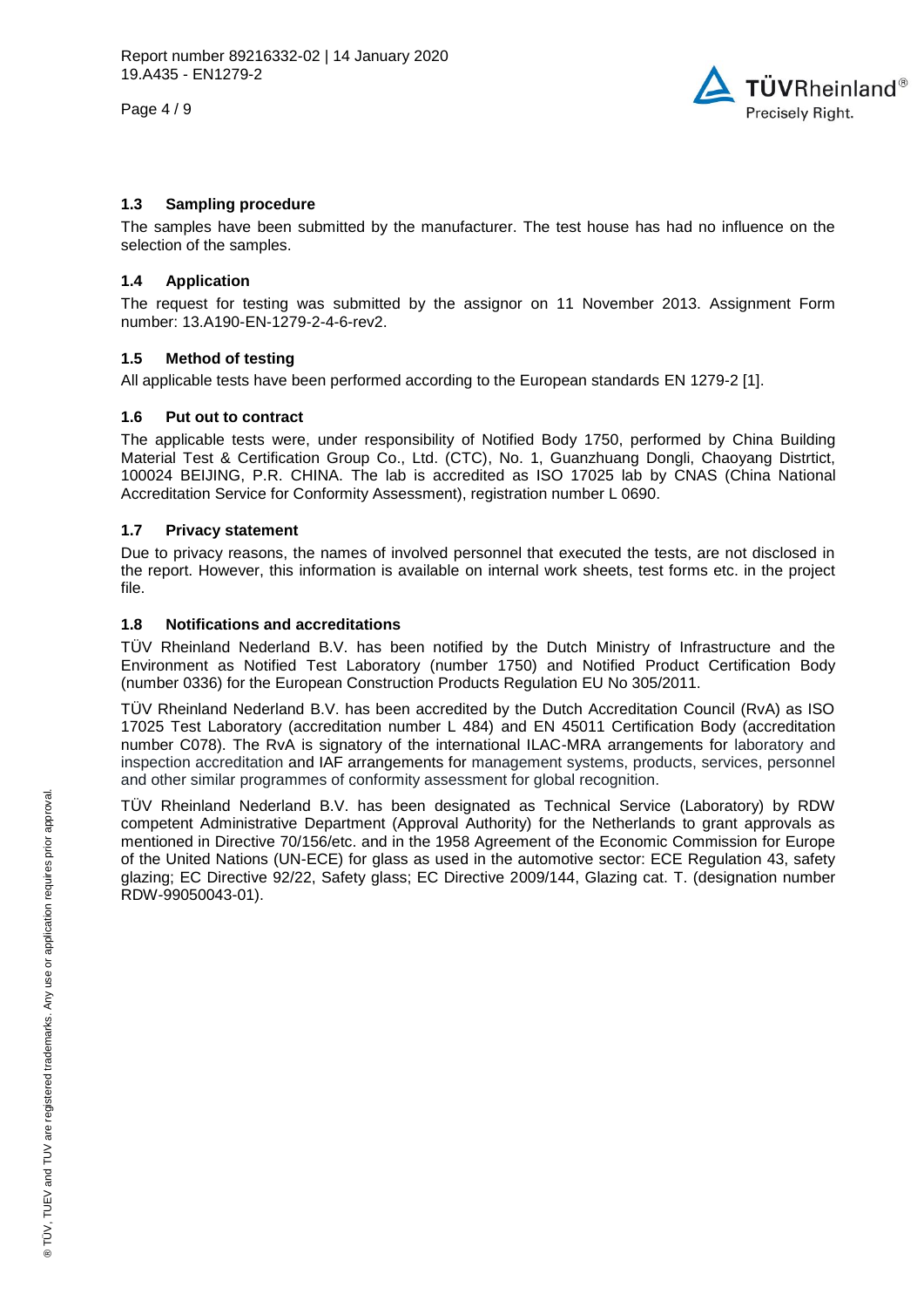### 1.3 Sampling procedure

The samples have been submitted by the manufacturer. The test house has had no influence on the selection of the samples.

### 1.4 Application

The request for testing was submitted by the assignor on 11 November 2013. Assignment Form number: 13.A190-EN-1279-2-4-6-rev2.

### 1.5 Method of testing

All applicable tests have been performed according to the European standards EN 1279-2 [1].

### 1.6 Put out to contract

The applicable tests were, under responsibility of Notified Body 1750, performed by China Building Material Test & Certification Group Co., Ltd. (CTC), No. 1, Guanzhuang Dongli, Chaoyang Distrtict, 100024 BEIJING, P.R. CHINA. The lab is accredited as ISO 17025 lab by CNAS (China National Accreditation Service for Conformity Assessment), registration number L 0690.

### 1.7 Privacy statement

Due to privacy reasons, the names of involved personnel that executed the tests, are not disclosed in the report. However, this information is available on internal work sheets, test forms etc. in the project file.

### 1.8 Notifications and accreditations

TÜV Rheinland Nederland B.V. has been notified by the Dutch Ministry of Infrastructure and the Environment as Notified Test Laboratory (number 1750) and Notified Product Certification Body (number 0336) for the European Construction Products Regulation EU No 305/2011.

TÜV Rheinland Nederland B.V. has been accredited by the Dutch Accreditation Council (RvA) as ISO 17025 Test Laboratory (accreditation number L 484) and EN 45011 Certification Body (accreditation number C078). The RvA is signatory of the international ILAC-MRA arrangements for laboratory and inspection accreditation and IAF arrangements for management systems, products, services, personnel and other similar programmes of conformity assessment for global recognition.

TÜV Rheinland Nederland B.V. has been designated as Technical Service (Laboratory) by RDW competent Administrative Department (Approval Authority) for the Netherlands to grant approvals as mentioned in Directive 70/156/etc. and in the 1958 Agreement of the Economic Commission for Europe of the United Nations (UN-ECE) for glass as used in the automotive sector: ECE Regulation 43, safety glazing; EC Directive 92/22, Safety glass; EC Directive 2009/144, Glazing cat. T. (designation number RDW-99050043-01).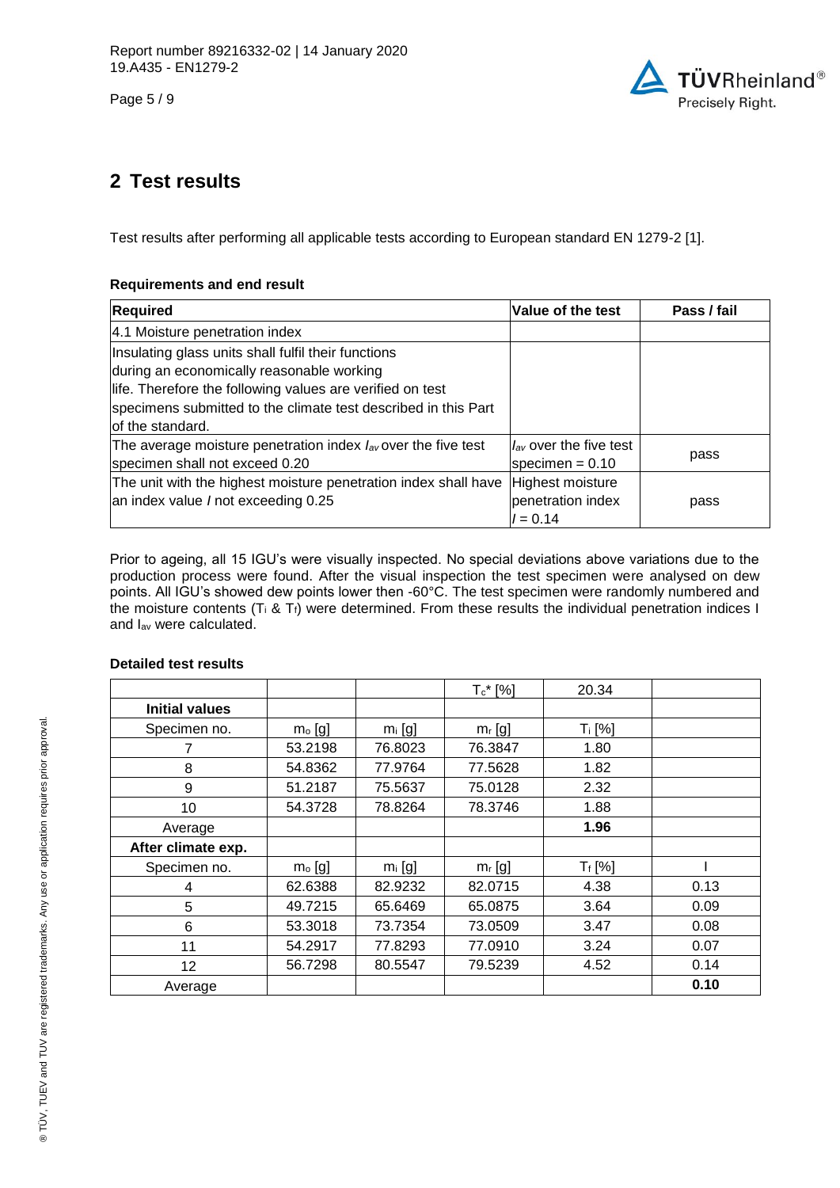# 2 Test results

Test results after performing all applicable tests according to European standard EN 1279-2 [1].

**Requirements and end result**

| Required | Value of the test | Pass / fail |
|---|---|---|
| 4.1 Moisture penetration index | | |
| Insulating glass units shall fulfil their functions during an economically reasonable working life. Therefore the following values are verified on test specimens submitted to the climate test described in this Part of the standard. | | |
| The average moisture penetration index $I_{av}$ over the five test specimen shall not exceed 0.20 | $I_{av}$ over the five test specimen = 0.10 | pass |
| The unit with the highest moisture penetration index shall have an index value *I* not exceeding 0.25 | Highest moisture penetration index *I* = 0.14 | pass |

Prior to ageing, all 15 IGU's were visually inspected. No special deviations above variations due to the production process were found. After the visual inspection the test specimen were analysed on dew points. All IGU's showed dew points lower then -60°C. The test specimen were randomly numbered and the moisture contents ($T_i$ & $T_f$) were determined. From these results the individual penetration indices I and $I_{av}$ were calculated.

**Detailed test results**

| | | | $T_c$* [%] | 20.34 | |
|---|---|---|---|---|---|
| **Initial values** | | | | | |
| Specimen no. | $m_o$ [g] | $m_i$ [g] | $m_r$ [g] | $T_i$ [%] | |
| 7 | 53.2198 | 76.8023 | 76.3847 | 1.80 | |
| 8 | 54.8362 | 77.9764 | 77.5628 | 1.82 | |
| 9 | 51.2187 | 75.5637 | 75.0128 | 2.32 | |
| 10 | 54.3728 | 78.8264 | 78.3746 | 1.88 | |
| Average | | | | **1.96** | |
| **After climate exp.** | | | | | |
| Specimen no. | $m_o$ [g] | $m_i$ [g] | $m_r$ [g] | $T_f$ [%] | I |
| 4 | 62.6388 | 82.9232 | 82.0715 | 4.38 | 0.13 |
| 5 | 49.7215 | 65.6469 | 65.0875 | 3.64 | 0.09 |
| 6 | 53.3018 | 73.7354 | 73.0509 | 3.47 | 0.08 |
| 11 | 54.2917 | 77.8293 | 77.0910 | 3.24 | 0.07 |
| 12 | 56.7298 | 80.5547 | 79.5239 | 4.52 | 0.14 |
| Average | | | | | **0.10** |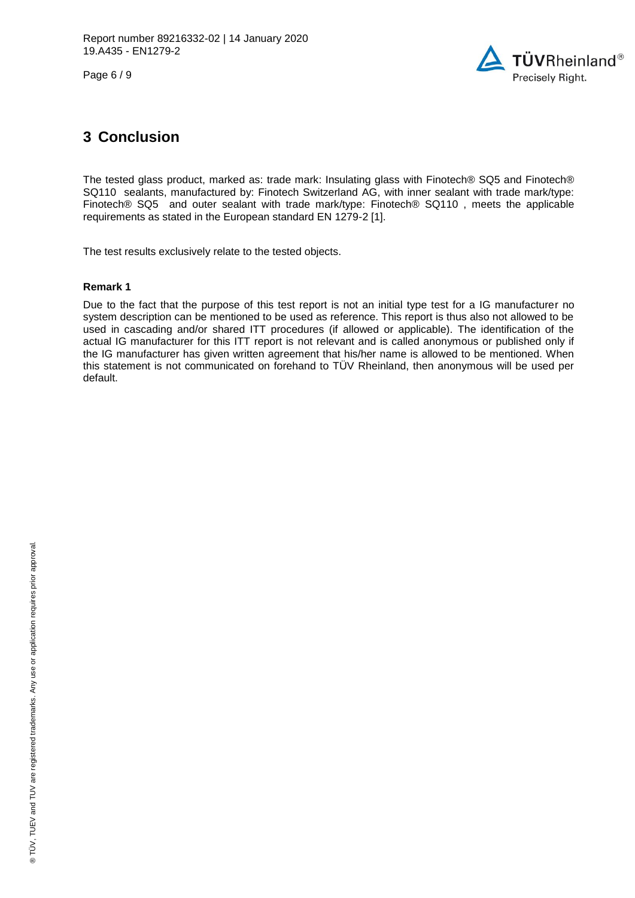## 3 Conclusion

The tested glass product, marked as: trade mark: Insulating glass with Finotech® SQ5 and Finotech® SQ110 sealants, manufactured by: Finotech Switzerland AG, with inner sealant with trade mark/type: Finotech® SQ5 and outer sealant with trade mark/type: Finotech® SQ110 , meets the applicable requirements as stated in the European standard EN 1279-2 [1].

The test results exclusively relate to the tested objects.

**Remark 1**

Due to the fact that the purpose of this test report is not an initial type test for a IG manufacturer no system description can be mentioned to be used as reference. This report is thus also not allowed to be used in cascading and/or shared ITT procedures (if allowed or applicable). The identification of the actual IG manufacturer for this ITT report is not relevant and is called anonymous or published only if the IG manufacturer has given written agreement that his/her name is allowed to be mentioned. When this statement is not communicated on forehand to TÜV Rheinland, then anonymous will be used per default.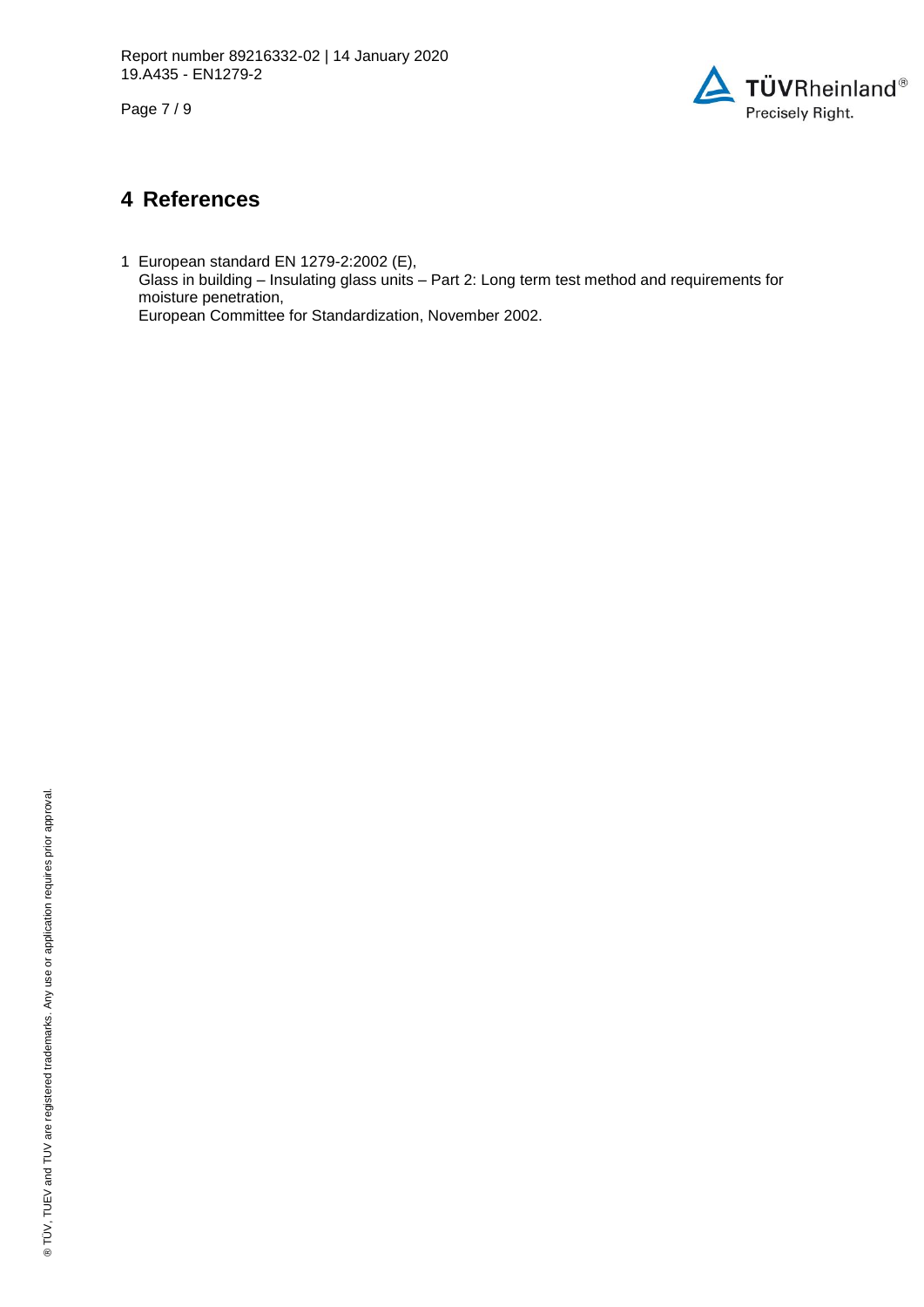# 4 References

1 European standard EN 1279-2:2002 (E),
Glass in building – Insulating glass units – Part 2: Long term test method and requirements for moisture penetration,
European Committee for Standardization, November 2002.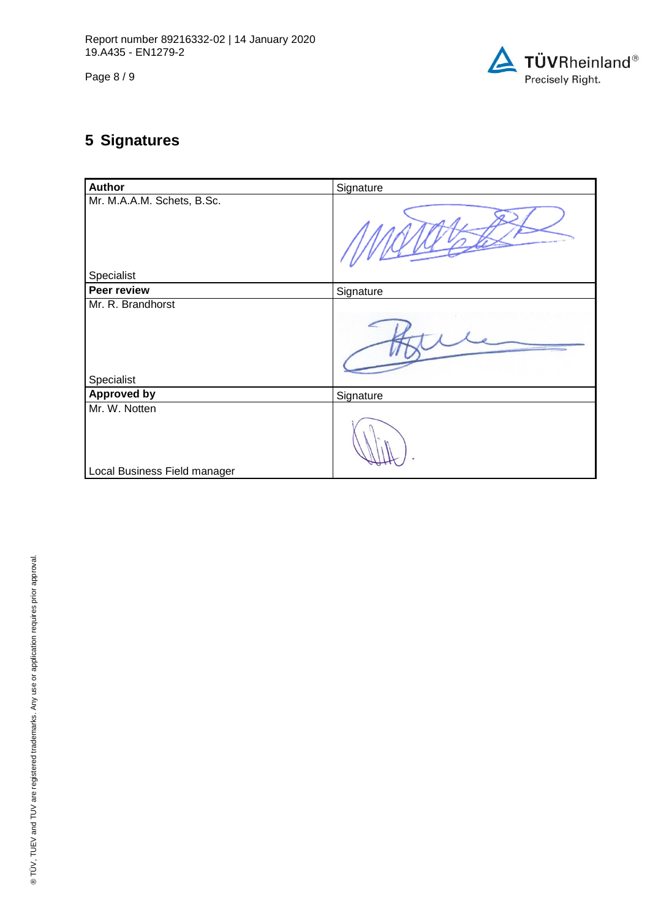# 5 Signatures

| Author | Signature |
|---|---|
| Mr. M.A.A.M. Schets, B.Sc.<br><br>Specialist | |
| **Peer review** | Signature |
| Mr. R. Brandhorst<br><br>Specialist | |
| **Approved by** | Signature |
| Mr. W. Notten<br><br>Local Business Field manager | |

® TÜV, TUEV and TUV are registered trademarks. Any use or application requires prior approval.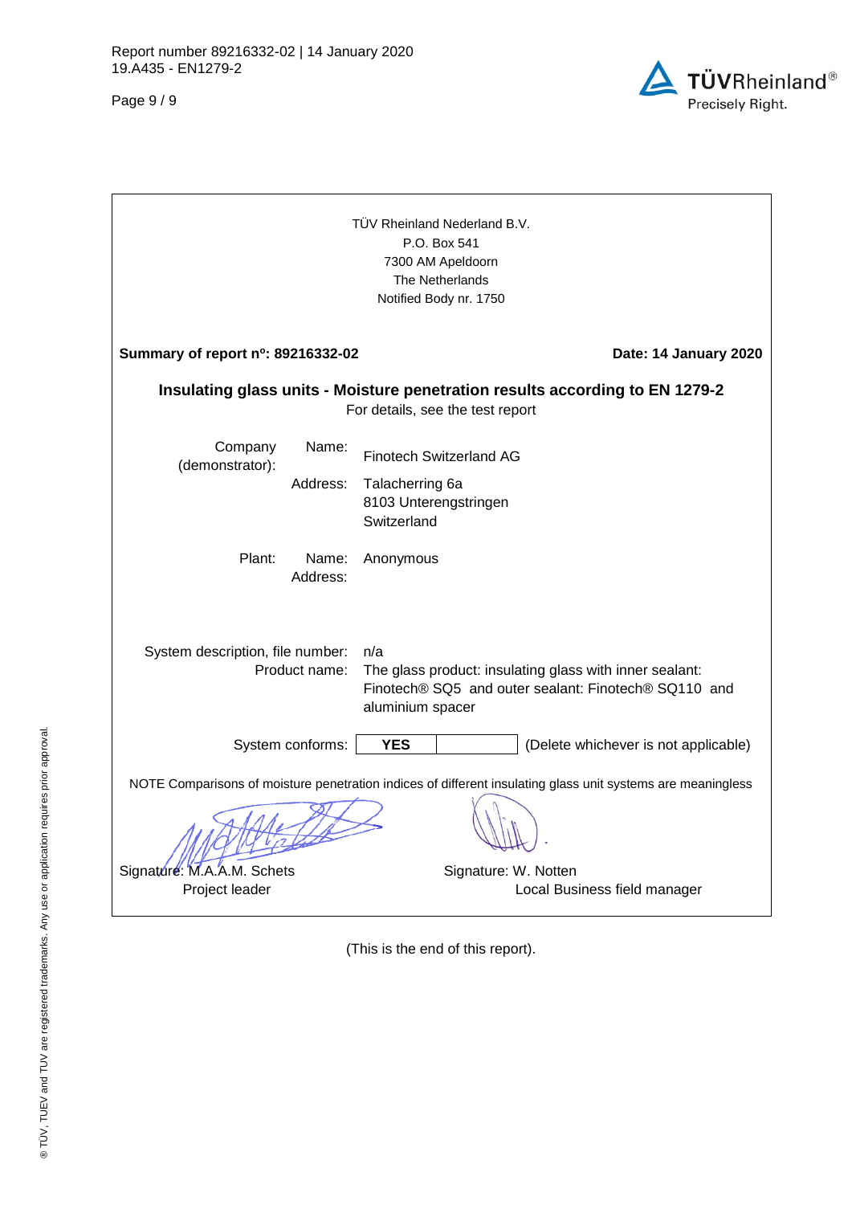TÜV Rheinland Nederland B.V.
P.O. Box 541
7300 AM Apeldoorn
The Netherlands
Notified Body nr. 1750

**Summary of report nº: 89216332-02** **Date: 14 January 2020**

**Insulating glass units - Moisture penetration results according to EN 1279-2**
For details, see the test report

| | | |
|---|---|---|
| Company (demonstrator): | Name: | Finotech Switzerland AG |
| | Address: | Talacherring 6a<br>8103 Unterengstringen<br>Switzerland |
| Plant: | Name: | Anonymous |
| | Address: | |

System description, file number: n/a

Product name: The glass product: insulating glass with inner sealant: Finotech® SQ5 and outer sealant: Finotech® SQ110 and aluminium spacer

System conforms: **YES** (Delete whichever is not applicable)

NOTE Comparisons of moisture penetration indices of different insulating glass unit systems are meaningless

Signature: M.A.A.M. Schets
Project leader

Signature: W. Notten
Local Business field manager

(This is the end of this report).

® TÜV, TUEV and TUV are registered trademarks. Any use or application requires prior approval.